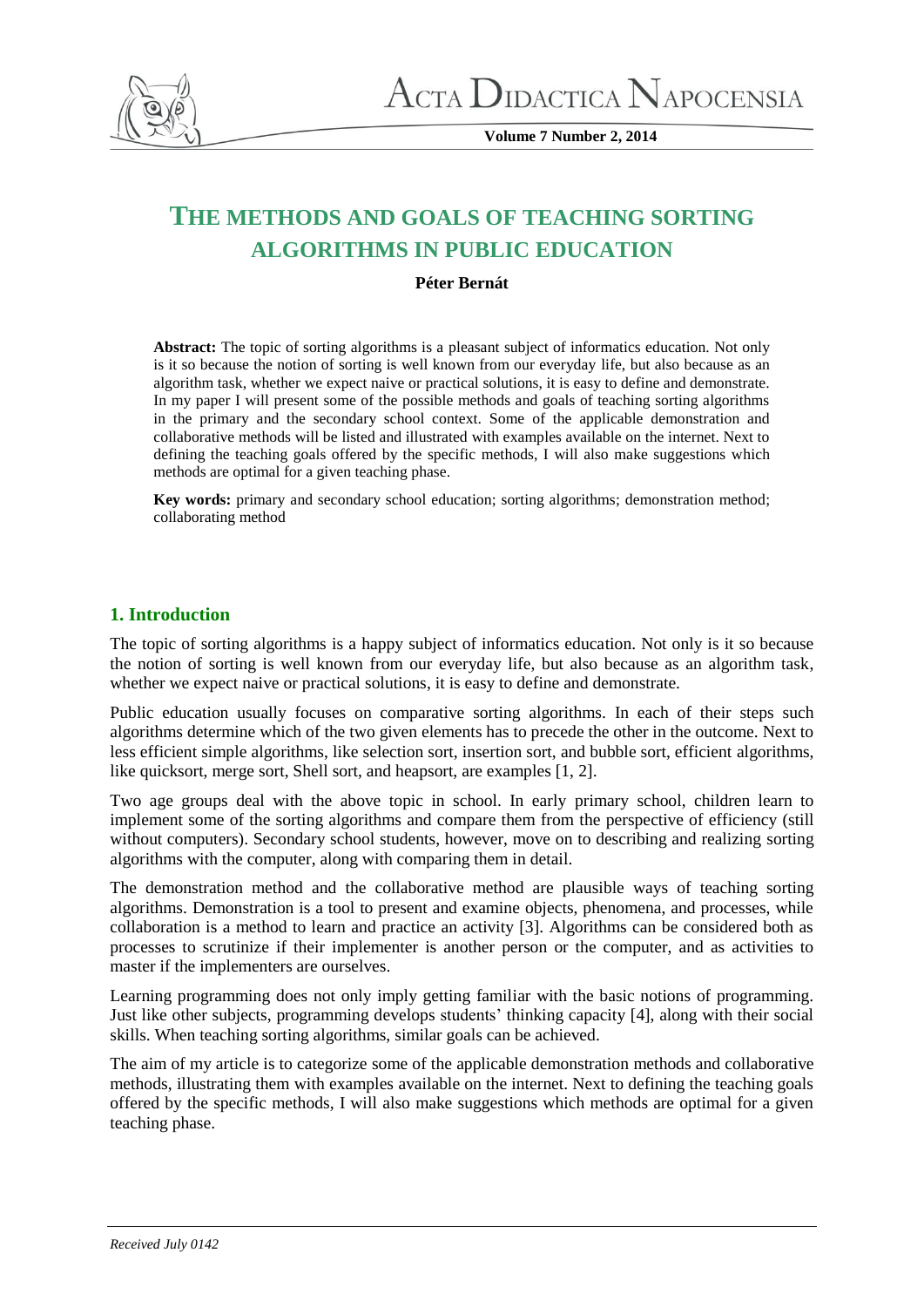# THE METHODS AND GOALS OF TEACHING SORTING ALGORITHMS IN PUBLIC EDUCATION

**Péter Bernát**

**Abstract:** The topic of sorting algorithms is a pleasant subject of informatics education. Not only is it so because the notion of sorting is well known from our everyday life, but also because as an algorithm task, whether we expect naive or practical solutions, it is easy to define and demonstrate. In my paper I will present some of the possible methods and goals of teaching sorting algorithms in the primary and the secondary school context. Some of the applicable demonstration and collaborative methods will be listed and illustrated with examples available on the internet. Next to defining the teaching goals offered by the specific methods, I will also make suggestions which methods are optimal for a given teaching phase.

**Key words:** primary and secondary school education; sorting algorithms; demonstration method; collaborating method

## 1. Introduction

The topic of sorting algorithms is a happy subject of informatics education. Not only is it so because the notion of sorting is well known from our everyday life, but also because as an algorithm task, whether we expect naive or practical solutions, it is easy to define and demonstrate.

Public education usually focuses on comparative sorting algorithms. In each of their steps such algorithms determine which of the two given elements has to precede the other in the outcome. Next to less efficient simple algorithms, like selection sort, insertion sort, and bubble sort, efficient algorithms, like quicksort, merge sort, Shell sort, and heapsort, are examples [1, 2].

Two age groups deal with the above topic in school. In early primary school, children learn to implement some of the sorting algorithms and compare them from the perspective of efficiency (still without computers). Secondary school students, however, move on to describing and realizing sorting algorithms with the computer, along with comparing them in detail.

The demonstration method and the collaborative method are plausible ways of teaching sorting algorithms. Demonstration is a tool to present and examine objects, phenomena, and processes, while collaboration is a method to learn and practice an activity [3]. Algorithms can be considered both as processes to scrutinize if their implementer is another person or the computer, and as activities to master if the implementers are ourselves.

Learning programming does not only imply getting familiar with the basic notions of programming. Just like other subjects, programming develops students' thinking capacity [4], along with their social skills. When teaching sorting algorithms, similar goals can be achieved.

The aim of my article is to categorize some of the applicable demonstration methods and collaborative methods, illustrating them with examples available on the internet. Next to defining the teaching goals offered by the specific methods, I will also make suggestions which methods are optimal for a given teaching phase.

*Received July 0142*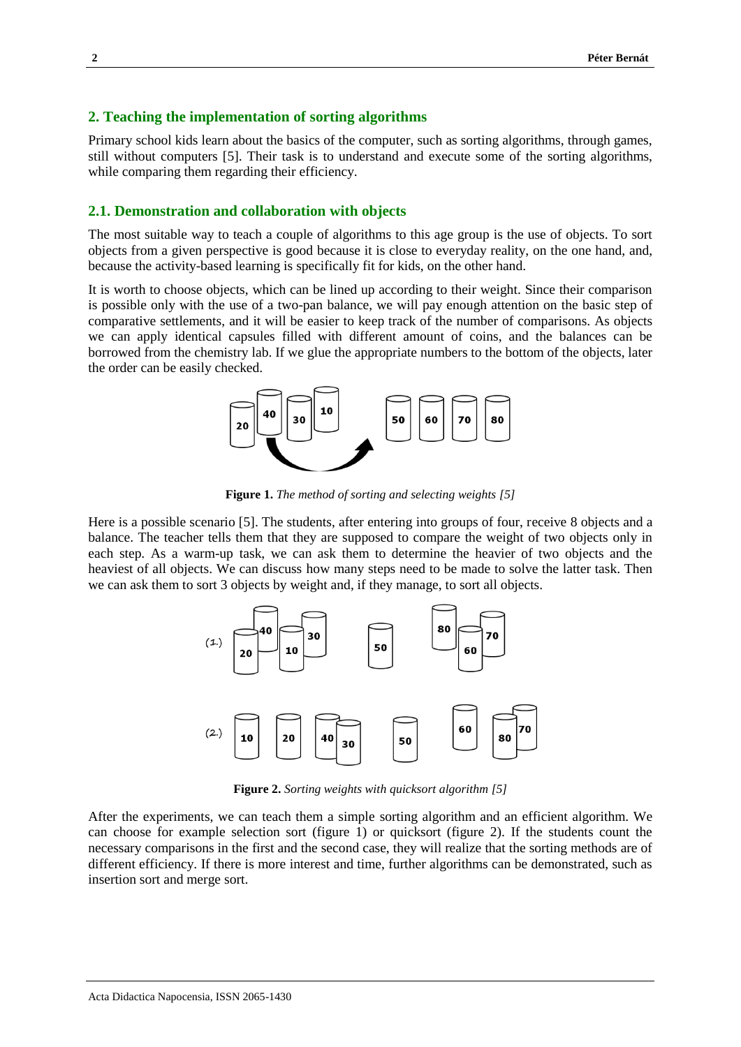## 2. Teaching the implementation of sorting algorithms

Primary school kids learn about the basics of the computer, such as sorting algorithms, through games, still without computers [5]. Their task is to understand and execute some of the sorting algorithms, while comparing them regarding their efficiency.

### 2.1. Demonstration and collaboration with objects

The most suitable way to teach a couple of algorithms to this age group is the use of objects. To sort objects from a given perspective is good because it is close to everyday reality, on the one hand, and, because the activity-based learning is specifically fit for kids, on the other hand.

It is worth to choose objects, which can be lined up according to their weight. Since their comparison is possible only with the use of a two-pan balance, we will pay enough attention on the basic step of comparative settlements, and it will be easier to keep track of the number of comparisons. As objects we can apply identical capsules filled with different amount of coins, and the balances can be borrowed from the chemistry lab. If we glue the appropriate numbers to the bottom of the objects, later the order can be easily checked.

**Figure 1.** *The method of sorting and selecting weights [5]*

Here is a possible scenario [5]. The students, after entering into groups of four, receive 8 objects and a balance. The teacher tells them that they are supposed to compare the weight of two objects only in each step. As a warm-up task, we can ask them to determine the heavier of two objects and the heaviest of all objects. We can discuss how many steps need to be made to solve the latter task. Then we can ask them to sort 3 objects by weight and, if they manage, to sort all objects.

**Figure 2.** *Sorting weights with quicksort algorithm [5]*

After the experiments, we can teach them a simple sorting algorithm and an efficient algorithm. We can choose for example selection sort (figure 1) or quicksort (figure 2). If the students count the necessary comparisons in the first and the second case, they will realize that the sorting methods are of different efficiency. If there is more interest and time, further algorithms can be demonstrated, such as insertion sort and merge sort.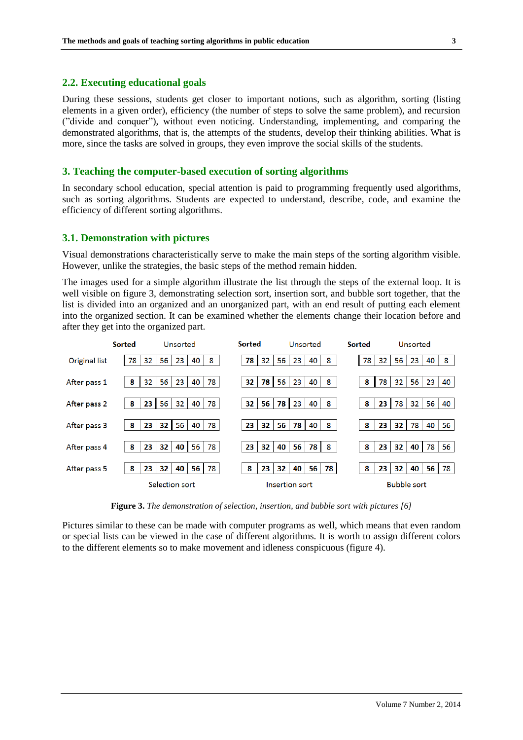## 2.2. Executing educational goals

During these sessions, students get closer to important notions, such as algorithm, sorting (listing elements in a given order), efficiency (the number of steps to solve the same problem), and recursion ("divide and conquer"), without even noticing. Understanding, implementing, and comparing the demonstrated algorithms, that is, the attempts of the students, develop their thinking abilities. What is more, since the tasks are solved in groups, they even improve the social skills of the students.

# 3. Teaching the computer-based execution of sorting algorithms

In secondary school education, special attention is paid to programming frequently used algorithms, such as sorting algorithms. Students are expected to understand, describe, code, and examine the efficiency of different sorting algorithms.

## 3.1. Demonstration with pictures

Visual demonstrations characteristically serve to make the main steps of the sorting algorithm visible. However, unlike the strategies, the basic steps of the method remain hidden.

The images used for a simple algorithm illustrate the list through the steps of the external loop. It is well visible on figure 3, demonstrating selection sort, insertion sort, and bubble sort together, that the list is divided into an organized and an unorganized part, with an end result of putting each element into the organized section. It can be examined whether the elements change their location before and after they get into the organized part.

| | Selection sort | Insertion sort | Bubble sort |
|---|---|---|---|
| Original list | 78 32 56 23 40 8 | 78 32 56 23 40 8 | 78 32 56 23 40 8 |
| After pass 1 | **8** 32 56 23 40 78 | **32 78** 56 23 40 8 | **8** 78 32 56 23 40 |
| After pass 2 | **8 23** 56 32 40 78 | **32 56 78** 23 40 8 | **8 23** 78 32 56 40 |
| After pass 3 | **8 23 32** 56 40 78 | **23 32 56 78** 40 8 | **8 23 32** 78 40 56 |
| After pass 4 | **8 23 32 40** 56 78 | **23 32 40 56 78** 8 | **8 23 32 40** 78 56 |
| After pass 5 | **8 23 32 40 56** 78 | **8 23 32 40 56 78** | **8 23 32 40 56** 78 |

(In each list, the bold elements form the Sorted part, the remaining elements form the Unsorted part.)

**Figure 3.** *The demonstration of selection, insertion, and bubble sort with pictures [6]*

Pictures similar to these can be made with computer programs as well, which means that even random or special lists can be viewed in the case of different algorithms. It is worth to assign different colors to the different elements so to make movement and idleness conspicuous (figure 4).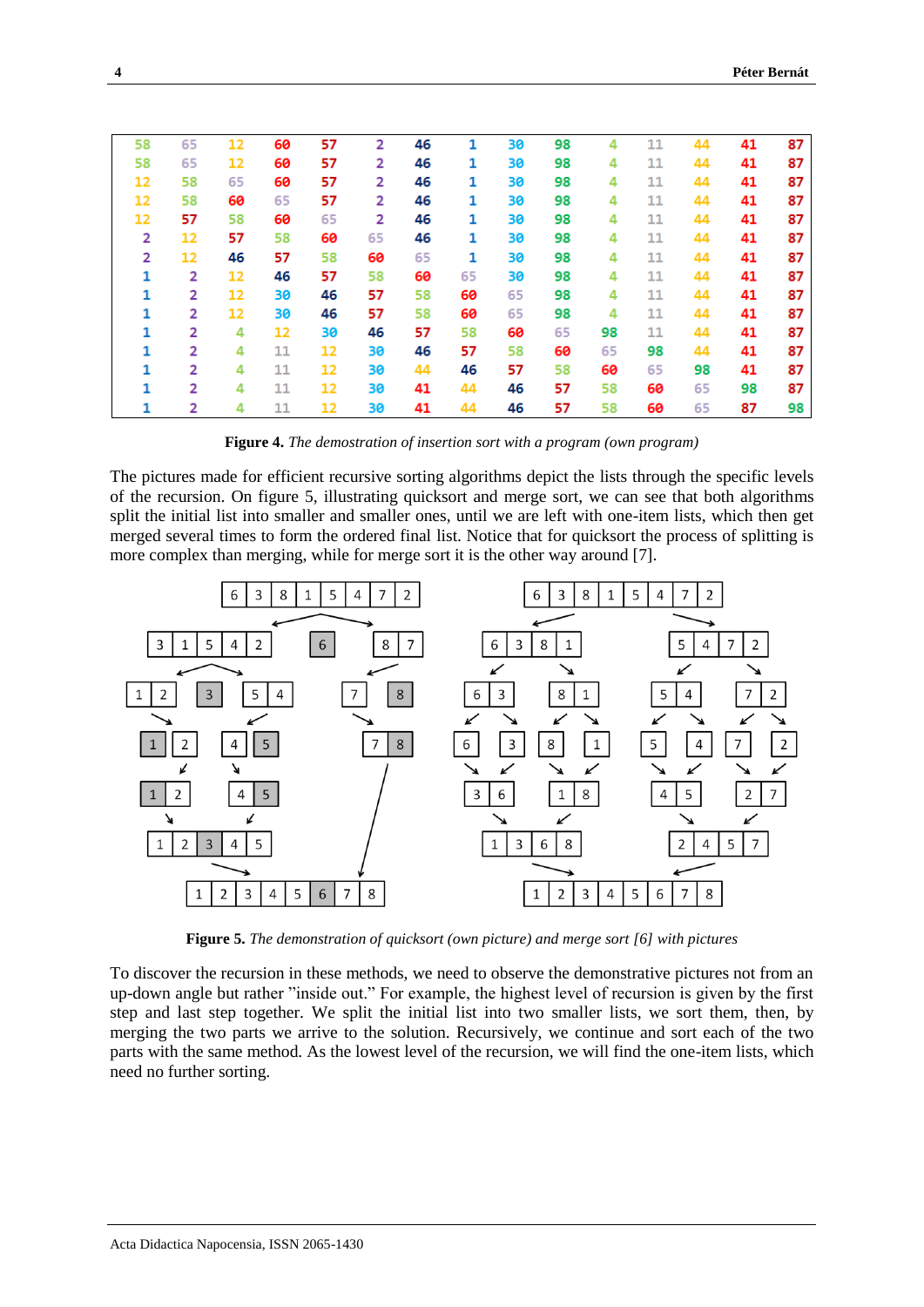| | | | | | | | | | | | | | | |
|---|---|---|---|---|---|---|---|---|---|---|---|---|---|---|
| 58 | 65 | 12 | 60 | 57 | 2 | 46 | 1 | 30 | 98 | 4 | 11 | 44 | 41 | 87 |
| 58 | 65 | 12 | 60 | 57 | 2 | 46 | 1 | 30 | 98 | 4 | 11 | 44 | 41 | 87 |
| 12 | 58 | 65 | 60 | 57 | 2 | 46 | 1 | 30 | 98 | 4 | 11 | 44 | 41 | 87 |
| 12 | 58 | 60 | 65 | 57 | 2 | 46 | 1 | 30 | 98 | 4 | 11 | 44 | 41 | 87 |
| 12 | 57 | 58 | 60 | 65 | 2 | 46 | 1 | 30 | 98 | 4 | 11 | 44 | 41 | 87 |
| 2 | 12 | 57 | 58 | 60 | 65 | 46 | 1 | 30 | 98 | 4 | 11 | 44 | 41 | 87 |
| 2 | 12 | 46 | 57 | 58 | 60 | 65 | 1 | 30 | 98 | 4 | 11 | 44 | 41 | 87 |
| 1 | 2 | 12 | 46 | 57 | 58 | 60 | 65 | 30 | 98 | 4 | 11 | 44 | 41 | 87 |
| 1 | 2 | 12 | 30 | 46 | 57 | 58 | 60 | 65 | 98 | 4 | 11 | 44 | 41 | 87 |
| 1 | 2 | 12 | 30 | 46 | 57 | 58 | 60 | 65 | 98 | 4 | 11 | 44 | 41 | 87 |
| 1 | 2 | 4 | 12 | 30 | 46 | 57 | 58 | 60 | 65 | 98 | 11 | 44 | 41 | 87 |
| 1 | 2 | 4 | 11 | 12 | 30 | 46 | 57 | 58 | 60 | 65 | 98 | 44 | 41 | 87 |
| 1 | 2 | 4 | 11 | 12 | 30 | 44 | 46 | 57 | 58 | 60 | 65 | 98 | 41 | 87 |
| 1 | 2 | 4 | 11 | 12 | 30 | 41 | 44 | 46 | 57 | 58 | 60 | 65 | 98 | 87 |
| 1 | 2 | 4 | 11 | 12 | 30 | 41 | 44 | 46 | 57 | 58 | 60 | 65 | 87 | 98 |

**Figure 4.** *The demostration of insertion sort with a program (own program)*

The pictures made for efficient recursive sorting algorithms depict the lists through the specific levels of the recursion. On figure 5, illustrating quicksort and merge sort, we can see that both algorithms split the initial list into smaller and smaller ones, until we are left with one-item lists, which then get merged several times to form the ordered final list. Notice that for quicksort the process of splitting is more complex than merging, while for merge sort it is the other way around [7].

**Figure 5.** *The demonstration of quicksort (own picture) and merge sort [6] with pictures*

To discover the recursion in these methods, we need to observe the demonstrative pictures not from an up-down angle but rather "inside out." For example, the highest level of recursion is given by the first step and last step together. We split the initial list into two smaller lists, we sort them, then, by merging the two parts we arrive to the solution. Recursively, we continue and sort each of the two parts with the same method. As the lowest level of the recursion, we will find the one-item lists, which need no further sorting.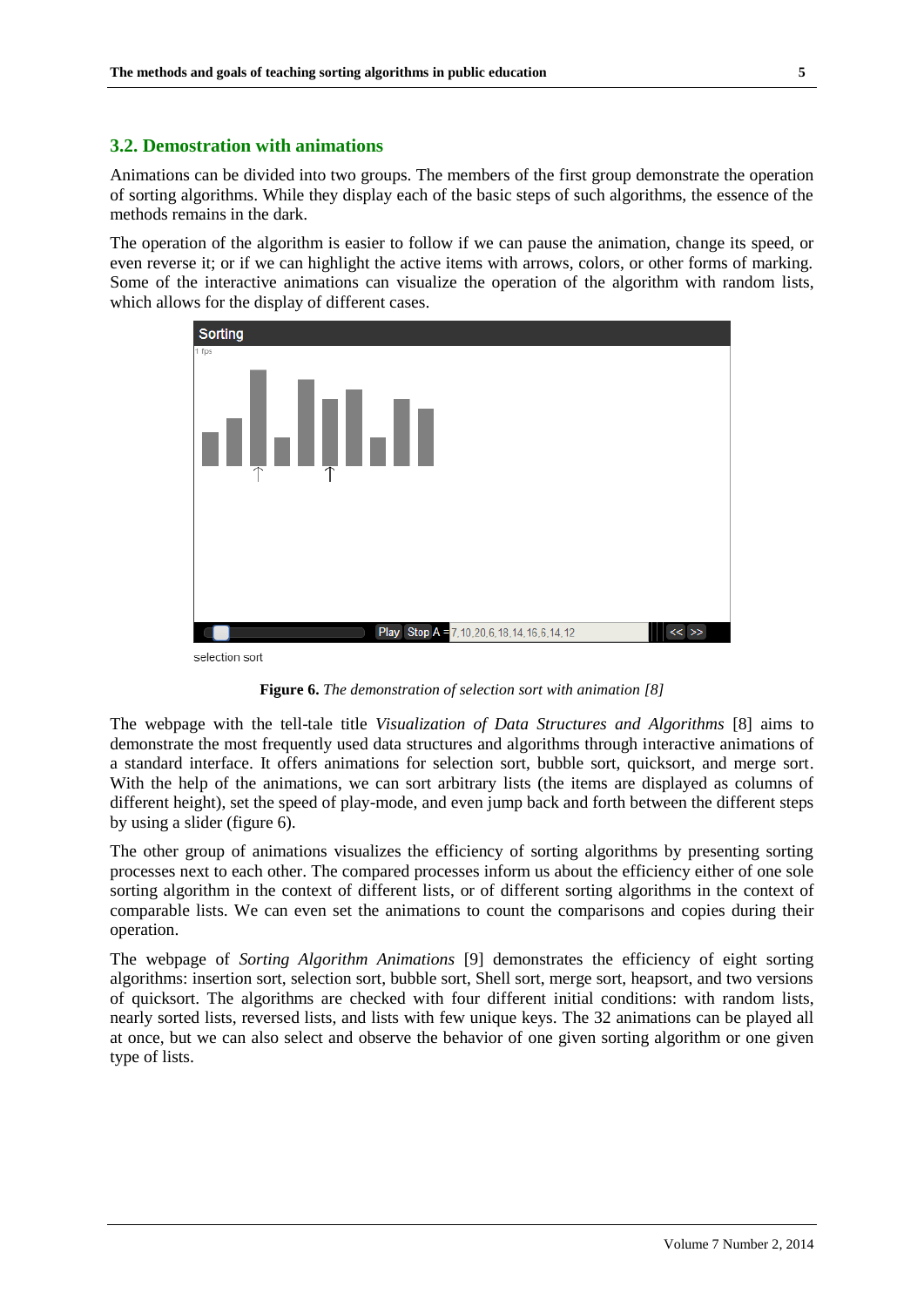## 3.2. Demostration with animations

Animations can be divided into two groups. The members of the first group demonstrate the operation of sorting algorithms. While they display each of the basic steps of such algorithms, the essence of the methods remains in the dark.

The operation of the algorithm is easier to follow if we can pause the animation, change its speed, or even reverse it; or if we can highlight the active items with arrows, colors, or other forms of marking. Some of the interactive animations can visualize the operation of the algorithm with random lists, which allows for the display of different cases.

**Figure 6.** *The demonstration of selection sort with animation [8]*

The webpage with the tell-tale title *Visualization of Data Structures and Algorithms* [8] aims to demonstrate the most frequently used data structures and algorithms through interactive animations of a standard interface. It offers animations for selection sort, bubble sort, quicksort, and merge sort. With the help of the animations, we can sort arbitrary lists (the items are displayed as columns of different height), set the speed of play-mode, and even jump back and forth between the different steps by using a slider (figure 6).

The other group of animations visualizes the efficiency of sorting algorithms by presenting sorting processes next to each other. The compared processes inform us about the efficiency either of one sole sorting algorithm in the context of different lists, or of different sorting algorithms in the context of comparable lists. We can even set the animations to count the comparisons and copies during their operation.

The webpage of *Sorting Algorithm Animations* [9] demonstrates the efficiency of eight sorting algorithms: insertion sort, selection sort, bubble sort, Shell sort, merge sort, heapsort, and two versions of quicksort. The algorithms are checked with four different initial conditions: with random lists, nearly sorted lists, reversed lists, and lists with few unique keys. The 32 animations can be played all at once, but we can also select and observe the behavior of one given sorting algorithm or one given type of lists.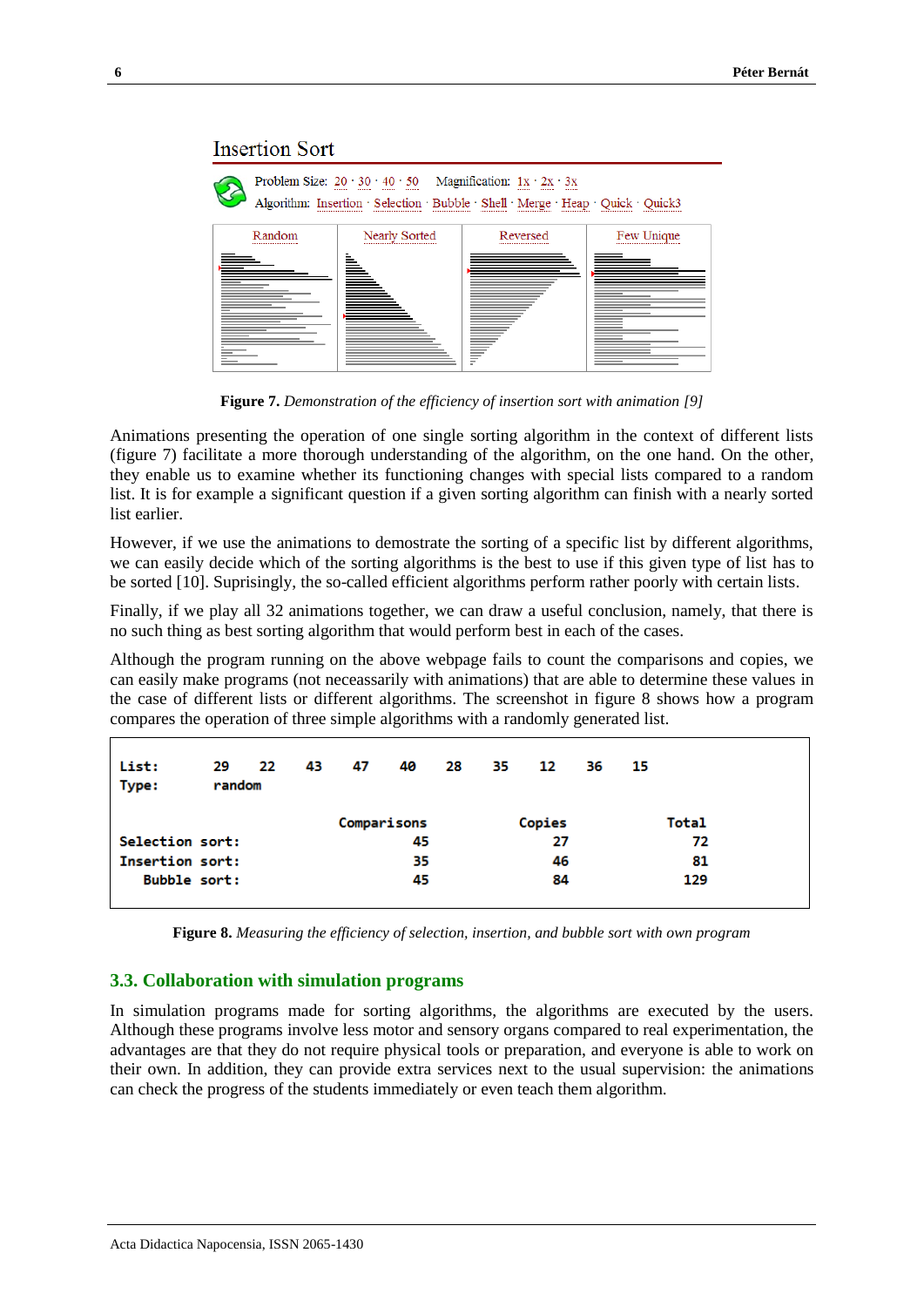Insertion Sort

Problem Size: 20 · 30 · 40 · 50 Magnification: 1x · 2x · 3x

Algorithm: Insertion · Selection · Bubble · Shell · Merge · Heap · Quick · Quick3

| Random | Nearly Sorted | Reversed | Few Unique |
|---|---|---|---|

**Figure 7.** *Demonstration of the efficiency of insertion sort with animation [9]*

Animations presenting the operation of one single sorting algorithm in the context of different lists (figure 7) facilitate a more thorough understanding of the algorithm, on the one hand. On the other, they enable us to examine whether its functioning changes with special lists compared to a random list. It is for example a significant question if a given sorting algorithm can finish with a nearly sorted list earlier.

However, if we use the animations to demostrate the sorting of a specific list by different algorithms, we can easily decide which of the sorting algorithms is the best to use if this given type of list has to be sorted [10]. Suprisingly, the so-called efficient algorithms perform rather poorly with certain lists.

Finally, if we play all 32 animations together, we can draw a useful conclusion, namely, that there is no such thing as best sorting algorithm that would perform best in each of the cases.

Although the program running on the above webpage fails to count the comparisons and copies, we can easily make programs (not neceassarily with animations) that are able to determine these values in the case of different lists or different algorithms. The screenshot in figure 8 shows how a program compares the operation of three simple algorithms with a randomly generated list.

```
List:     29   22   43   47   40   28   35   12   36   15
Type:     random

                      Comparisons        Copies         Total
Selection sort:                45            27            72
Insertion sort:                35            46            81
   Bubble sort:                45            84           129
```

**Figure 8.** *Measuring the efficiency of selection, insertion, and bubble sort with own program*

### 3.3. Collaboration with simulation programs

In simulation programs made for sorting algorithms, the algorithms are executed by the users. Although these programs involve less motor and sensory organs compared to real experimentation, the advantages are that they do not require physical tools or preparation, and everyone is able to work on their own. In addition, they can provide extra services next to the usual supervision: the animations can check the progress of the students immediately or even teach them algorithm.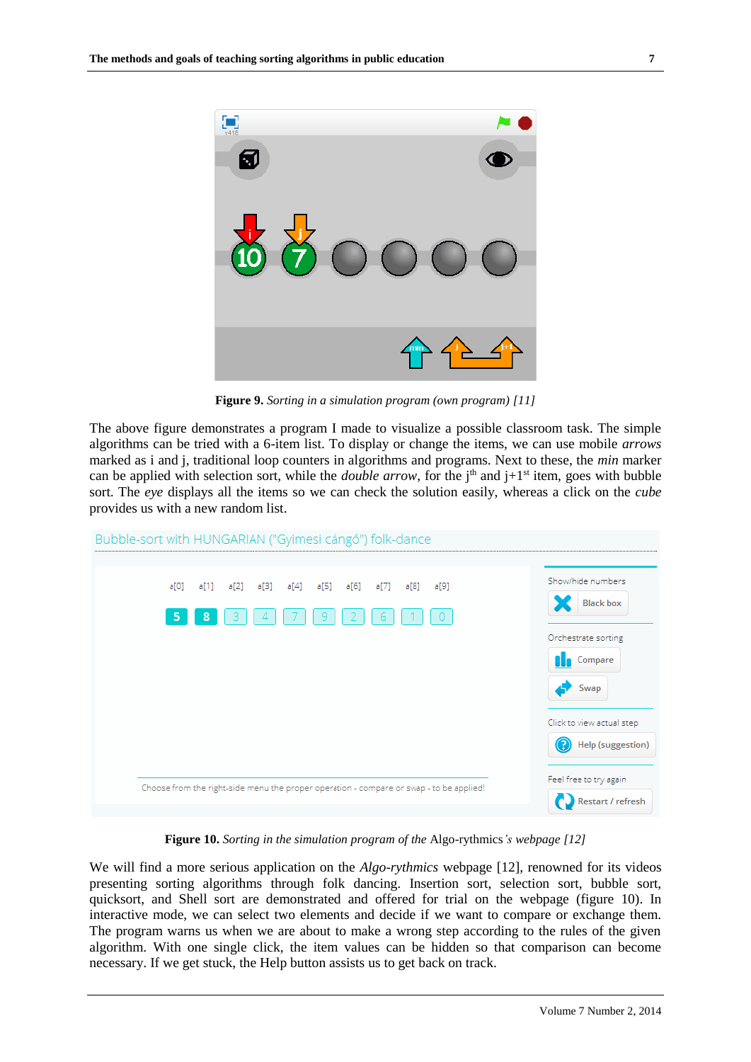**Figure 9.** *Sorting in a simulation program (own program) [11]*

The above figure demonstrates a program I made to visualize a possible classroom task. The simple algorithms can be tried with a 6-item list. To display or change the items, we can use mobile *arrows* marked as i and j, traditional loop counters in algorithms and programs. Next to these, the *min* marker can be applied with selection sort, while the *double arrow*, for the $j^{th}$ and $j+1^{st}$ item, goes with bubble sort. The *eye* displays all the items so we can check the solution easily, whereas a click on the *cube* provides us with a new random list.

**Figure 10.** *Sorting in the simulation program of the* Algo-rythmics*'s webpage [12]*

We will find a more serious application on the *Algo-rythmics* webpage [12], renowned for its videos presenting sorting algorithms through folk dancing. Insertion sort, selection sort, bubble sort, quicksort, and Shell sort are demonstrated and offered for trial on the webpage (figure 10). In interactive mode, we can select two elements and decide if we want to compare or exchange them. The program warns us when we are about to make a wrong step according to the rules of the given algorithm. With one single click, the item values can be hidden so that comparison can become necessary. If we get stuck, the Help button assists us to get back on track.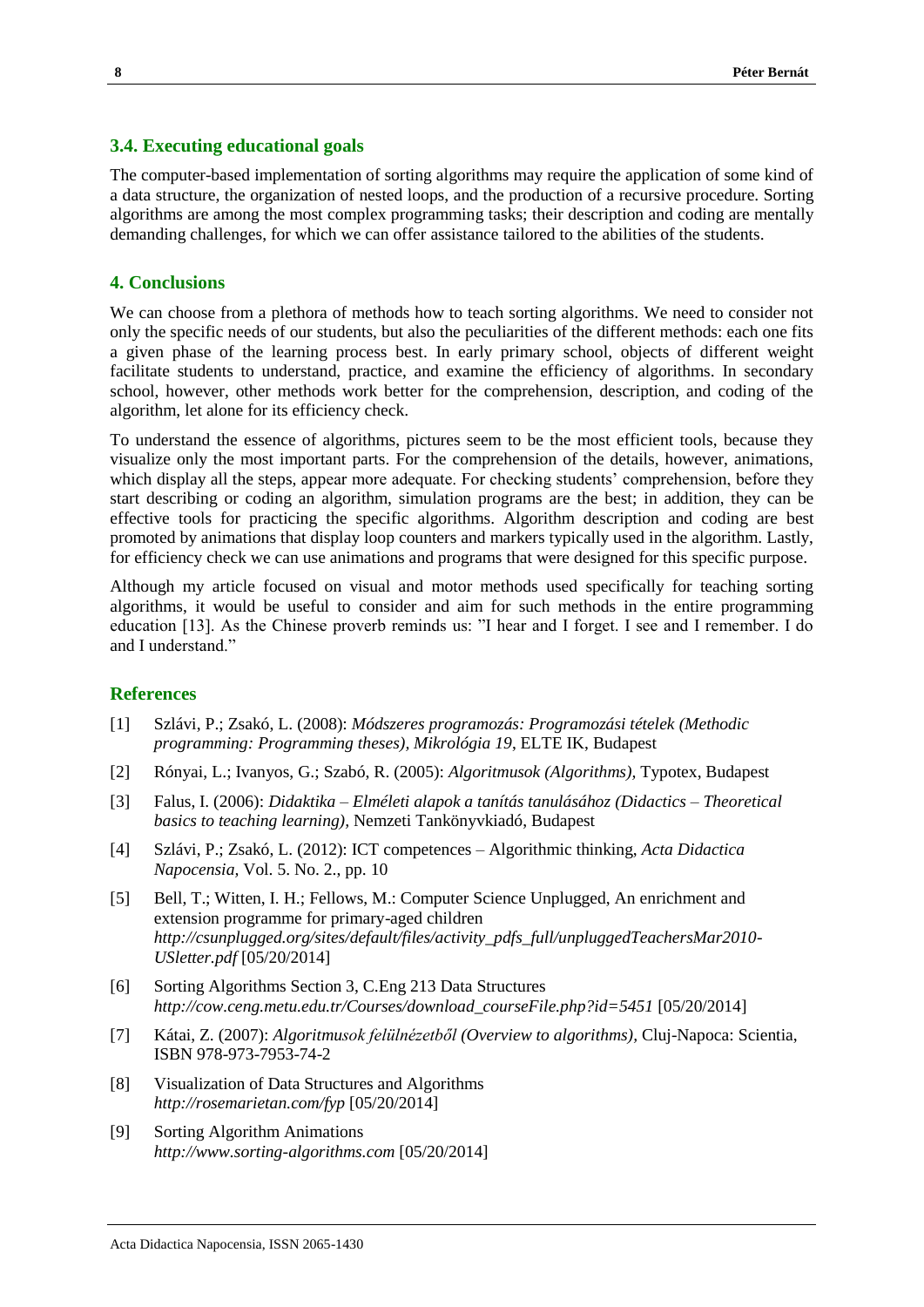### 3.4. Executing educational goals

The computer-based implementation of sorting algorithms may require the application of some kind of a data structure, the organization of nested loops, and the production of a recursive procedure. Sorting algorithms are among the most complex programming tasks; their description and coding are mentally demanding challenges, for which we can offer assistance tailored to the abilities of the students.

## 4. Conclusions

We can choose from a plethora of methods how to teach sorting algorithms. We need to consider not only the specific needs of our students, but also the peculiarities of the different methods: each one fits a given phase of the learning process best. In early primary school, objects of different weight facilitate students to understand, practice, and examine the efficiency of algorithms. In secondary school, however, other methods work better for the comprehension, description, and coding of the algorithm, let alone for its efficiency check.

To understand the essence of algorithms, pictures seem to be the most efficient tools, because they visualize only the most important parts. For the comprehension of the details, however, animations, which display all the steps, appear more adequate. For checking students' comprehension, before they start describing or coding an algorithm, simulation programs are the best; in addition, they can be effective tools for practicing the specific algorithms. Algorithm description and coding are best promoted by animations that display loop counters and markers typically used in the algorithm. Lastly, for efficiency check we can use animations and programs that were designed for this specific purpose.

Although my article focused on visual and motor methods used specifically for teaching sorting algorithms, it would be useful to consider and aim for such methods in the entire programming education [13]. As the Chinese proverb reminds us: "I hear and I forget. I see and I remember. I do and I understand."

## References

[1] Szlávi, P.; Zsakó, L. (2008): *Módszeres programozás: Programozási tételek (Methodic programming: Programming theses), Mikrológia 19*, ELTE IK, Budapest

[2] Rónyai, L.; Ivanyos, G.; Szabó, R. (2005): *Algoritmusok (Algorithms)*, Typotex, Budapest

[3] Falus, I. (2006): *Didaktika – Elméleti alapok a tanítás tanulásához (Didactics – Theoretical basics to teaching learning)*, Nemzeti Tankönyvkiadó, Budapest

[4] Szlávi, P.; Zsakó, L. (2012): ICT competences – Algorithmic thinking, *Acta Didactica Napocensia*, Vol. 5. No. 2., pp. 10

[5] Bell, T.; Witten, I. H.; Fellows, M.: Computer Science Unplugged, An enrichment and extension programme for primary-aged children *http://csunplugged.org/sites/default/files/activity_pdfs_full/unpluggedTeachersMar2010-USletter.pdf* [05/20/2014]

[6] Sorting Algorithms Section 3, C.Eng 213 Data Structures *http://cow.ceng.metu.edu.tr/Courses/download_courseFile.php?id=5451* [05/20/2014]

[7] Kátai, Z. (2007): *Algoritmusok felülnézetből (Overview to algorithms)*, Cluj-Napoca: Scientia, ISBN 978-973-7953-74-2

[8] Visualization of Data Structures and Algorithms *http://rosemarietan.com/fyp* [05/20/2014]

[9] Sorting Algorithm Animations *http://www.sorting-algorithms.com* [05/20/2014]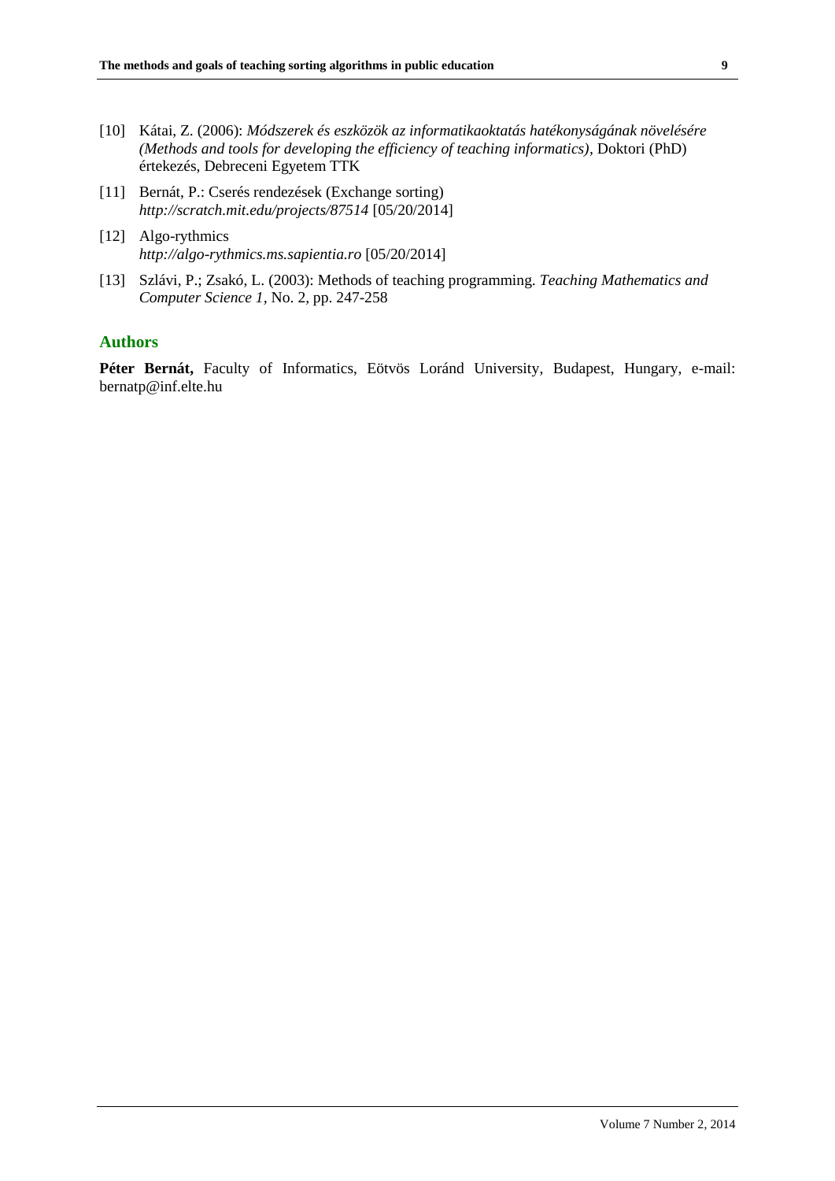[10] Kátai, Z. (2006): *Módszerek és eszközök az informatikaoktatás hatékonyságának növelésére (Methods and tools for developing the efficiency of teaching informatics)*, Doktori (PhD) értekezés, Debreceni Egyetem TTK

[11] Bernát, P.: Cserés rendezések (Exchange sorting) *http://scratch.mit.edu/projects/87514* [05/20/2014]

[12] Algo-rythmics *http://algo-rythmics.ms.sapientia.ro* [05/20/2014]

[13] Szlávi, P.; Zsakó, L. (2003): Methods of teaching programming. *Teaching Mathematics and Computer Science 1*, No. 2, pp. 247-258

## Authors

**Péter Bernát,** Faculty of Informatics, Eötvös Loránd University, Budapest, Hungary, e-mail: bernatp@inf.elte.hu